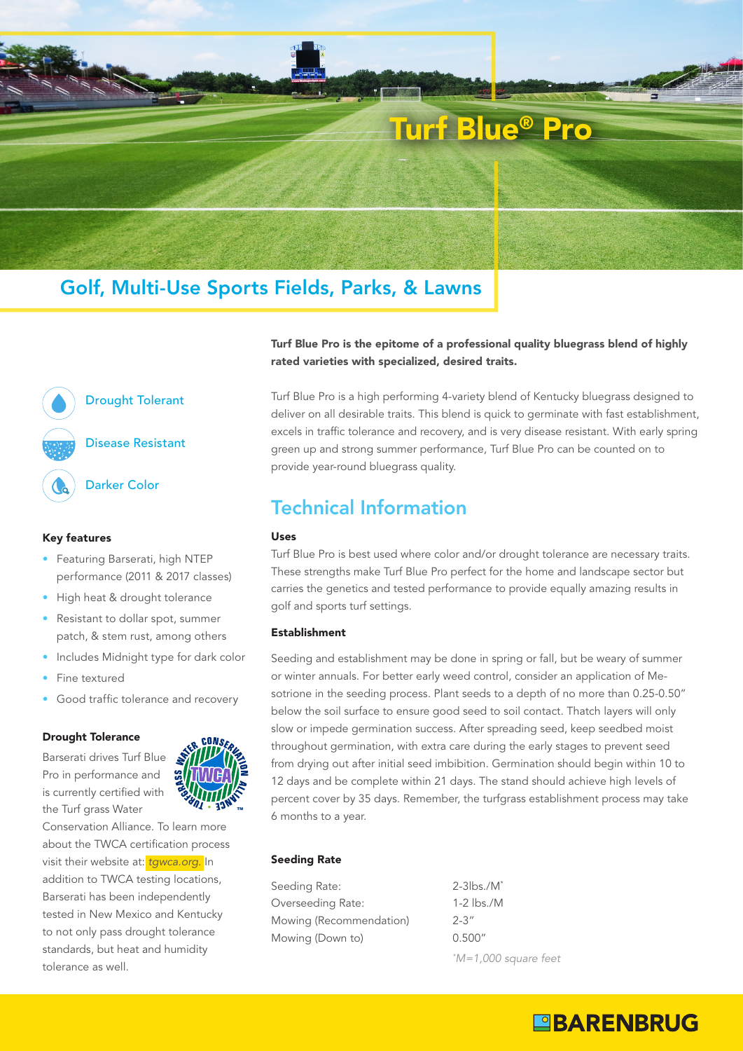# Turf Blue® Pro

## Golf, Multi-Use Sports Fields, Parks, & Lawns

Drought Tolerant

Disease Resistant

Darker Color

#### Key features

- Featuring Barserati, high NTEP performance (2011 & 2017 classes)
- High heat & drought tolerance
- Resistant to dollar spot, summer patch, & stem rust, among others
- Includes Midnight type for dark color
- Fine textured
- Good traffic tolerance and recovery

#### Drought Tolerance

Barserati drives Turf Blue Pro in performance and is currently certified with the Turf grass Water Conservation Alliance. To learn more about the TWCA certification process visit their website at: *tgwca.org.* In addition to TWCA testing locations, Barserati has been independently tested in New Mexico and Kentucky to not only pass drought tolerance standards, but heat and humidity tolerance as well.

**Turf Blue Pro is the epitome of a professional quality bluegrass blend of highly rated varieties with specialized, desired traits.**

Turf Blue Pro is a high performing 4-variety blend of Kentucky bluegrass designed to deliver on all desirable traits. This blend is quick to germinate with fast establishment, excels in traffic tolerance and recovery, and is very disease resistant. With early spring green up and strong summer performance, Turf Blue Pro can be counted on to provide year-round bluegrass quality.

## Technical Information

#### Uses

Turf Blue Pro is best used where color and/or drought tolerance are necessary traits. These strengths make Turf Blue Pro perfect for the home and landscape sector but carries the genetics and tested performance to provide equally amazing results in golf and sports turf settings.

#### Establishment

Seeding and establishment may be done in spring or fall, but be weary of summer or winter annuals. For better early weed control, consider an application of Mesotrione in the seeding process. Plant seeds to a depth of no more than 0.25-0.50" below the soil surface to ensure good seed to soil contact. Thatch layers will only slow or impede germination success. After spreading seed, keep seedbed moist throughout germination, with extra care during the early stages to prevent seed from drying out after initial seed imbibition. Germination should begin within 10 to 12 days and be complete within 21 days. The stand should achieve high levels of percent cover by 35 days. Remember, the turfgrass establishment process may take 6 months to a year.

#### Seeding Rate

| | |
|---|---|
| Seeding Rate: | 2-3lbs./M* |
| Overseeding Rate: | 1-2 lbs./M |
| Mowing (Recommendation) | 2-3" |
| Mowing (Down to) | 0.500" |

*\*M=1,000 square feet*

BARENBRUG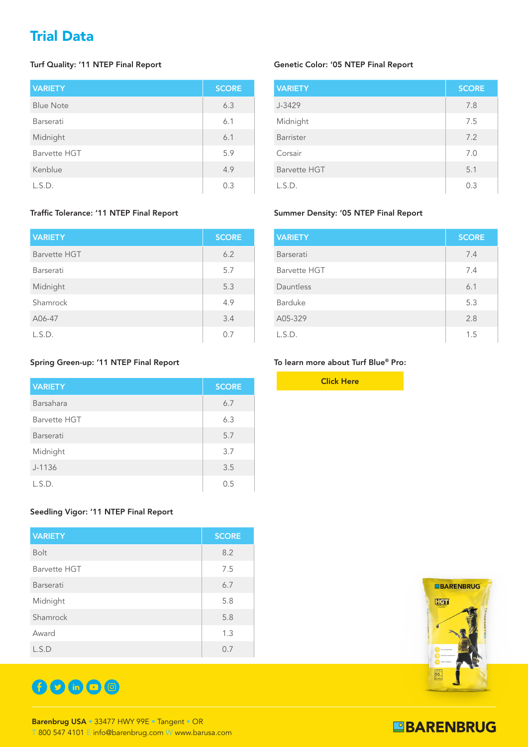# Trial Data

### Turf Quality: '11 NTEP Final Report

| VARIETY | SCORE |
|---|---|
| Blue Note | 6.3 |
| Barserati | 6.1 |
| Midnight | 6.1 |
| Barvette HGT | 5.9 |
| Kenblue | 4.9 |
| L.S.D. | 0.3 |

### Traffic Tolerance: '11 NTEP Final Report

| VARIETY | SCORE |
|---|---|
| Barvette HGT | 6.2 |
| Barserati | 5.7 |
| Midnight | 5.3 |
| Shamrock | 4.9 |
| A06-47 | 3.4 |
| L.S.D. | 0.7 |

### Spring Green-up: '11 NTEP Final Report

| VARIETY | SCORE |
|---|---|
| Barsahara | 6.7 |
| Barvette HGT | 6.3 |
| Barserati | 5.7 |
| Midnight | 3.7 |
| J-1136 | 3.5 |
| L.S.D. | 0.5 |

### Seedling Vigor: '11 NTEP Final Report

| VARIETY | SCORE |
|---|---|
| Bolt | 8.2 |
| Barvette HGT | 7.5 |
| Barserati | 6.7 |
| Midnight | 5.8 |
| Shamrock | 5.8 |
| Award | 1.3 |
| L.S.D | 0.7 |

### Genetic Color: '05 NTEP Final Report

| VARIETY | SCORE |
|---|---|
| J-3429 | 7.8 |
| Midnight | 7.5 |
| Barrister | 7.2 |
| Corsair | 7.0 |
| Barvette HGT | 5.1 |
| L.S.D. | 0.3 |

### Summer Density: '05 NTEP Final Report

| VARIETY | SCORE |
|---|---|
| Barserati | 7.4 |
| Barvette HGT | 7.4 |
| Dauntless | 6.1 |
| Barduke | 5.3 |
| A05-329 | 2.8 |
| L.S.D. | 1.5 |

To learn more about Turf Blue® Pro:

Click Here

**Barenbrug USA** • 33477 HWY 99E • Tangent • OR
T 800 547 4101 E info@barenbrug.com W www.barusa.com

BARENBRUG